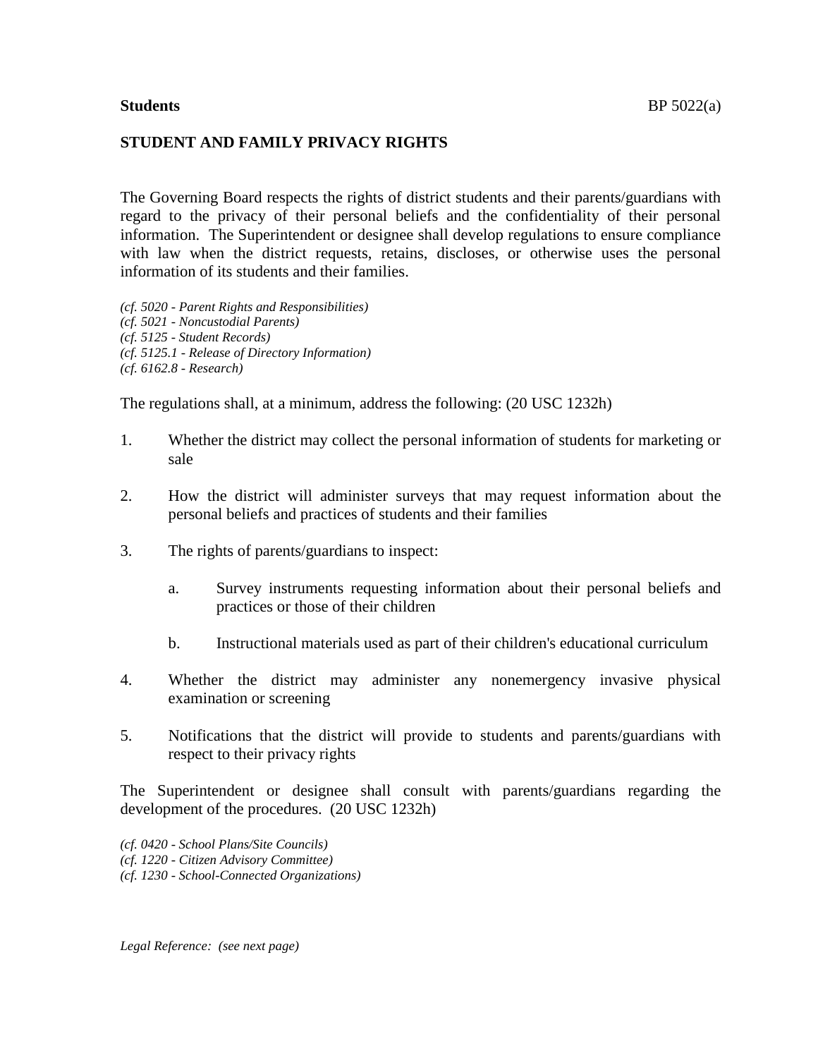**Students** BP 5022(a)

## STUDENT AND FAMILY PRIVACY RIGHTS

The Governing Board respects the rights of district students and their parents/guardians with regard to the privacy of their personal beliefs and the confidentiality of their personal information. The Superintendent or designee shall develop regulations to ensure compliance with law when the district requests, retains, discloses, or otherwise uses the personal information of its students and their families.

*(cf. 5020 - Parent Rights and Responsibilities)*
*(cf. 5021 - Noncustodial Parents)*
*(cf. 5125 - Student Records)*
*(cf. 5125.1 - Release of Directory Information)*
*(cf. 6162.8 - Research)*

The regulations shall, at a minimum, address the following: (20 USC 1232h)

1. Whether the district may collect the personal information of students for marketing or sale

2. How the district will administer surveys that may request information about the personal beliefs and practices of students and their families

3. The rights of parents/guardians to inspect:

    a. Survey instruments requesting information about their personal beliefs and practices or those of their children

    b. Instructional materials used as part of their children's educational curriculum

4. Whether the district may administer any nonemergency invasive physical examination or screening

5. Notifications that the district will provide to students and parents/guardians with respect to their privacy rights

The Superintendent or designee shall consult with parents/guardians regarding the development of the procedures. (20 USC 1232h)

*(cf. 0420 - School Plans/Site Councils)*
*(cf. 1220 - Citizen Advisory Committee)*
*(cf. 1230 - School-Connected Organizations)*

*Legal Reference: (see next page)*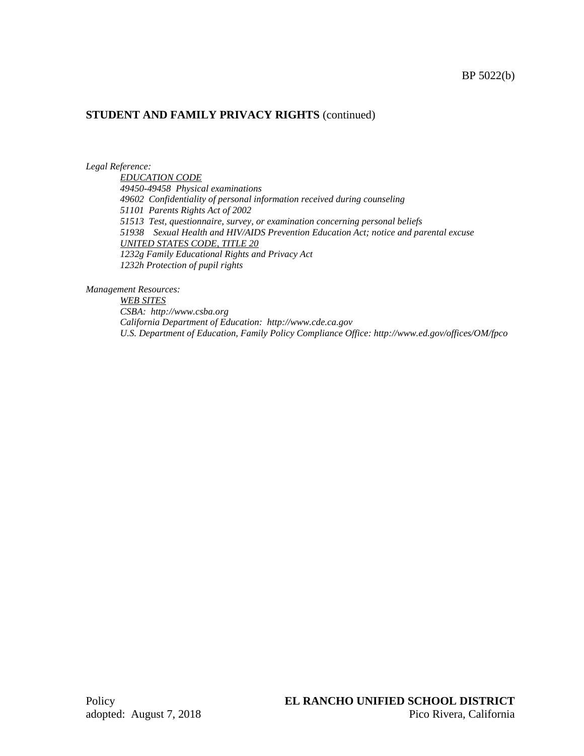## STUDENT AND FAMILY PRIVACY RIGHTS (continued)

*Legal Reference:*

*EDUCATION CODE*
*49450-49458 Physical examinations*
*49602 Confidentiality of personal information received during counseling*
*51101 Parents Rights Act of 2002*
*51513 Test, questionnaire, survey, or examination concerning personal beliefs*
*51938 Sexual Health and HIV/AIDS Prevention Education Act; notice and parental excuse*
*UNITED STATES CODE, TITLE 20*
*1232g Family Educational Rights and Privacy Act*
*1232h Protection of pupil rights*

*Management Resources:*

*WEB SITES*
*CSBA: http://www.csba.org*
*California Department of Education: http://www.cde.ca.gov*
*U.S. Department of Education, Family Policy Compliance Office: http://www.ed.gov/offices/OM/fpco*

Policy
adopted: August 7, 2018

**EL RANCHO UNIFIED SCHOOL DISTRICT**
Pico Rivera, California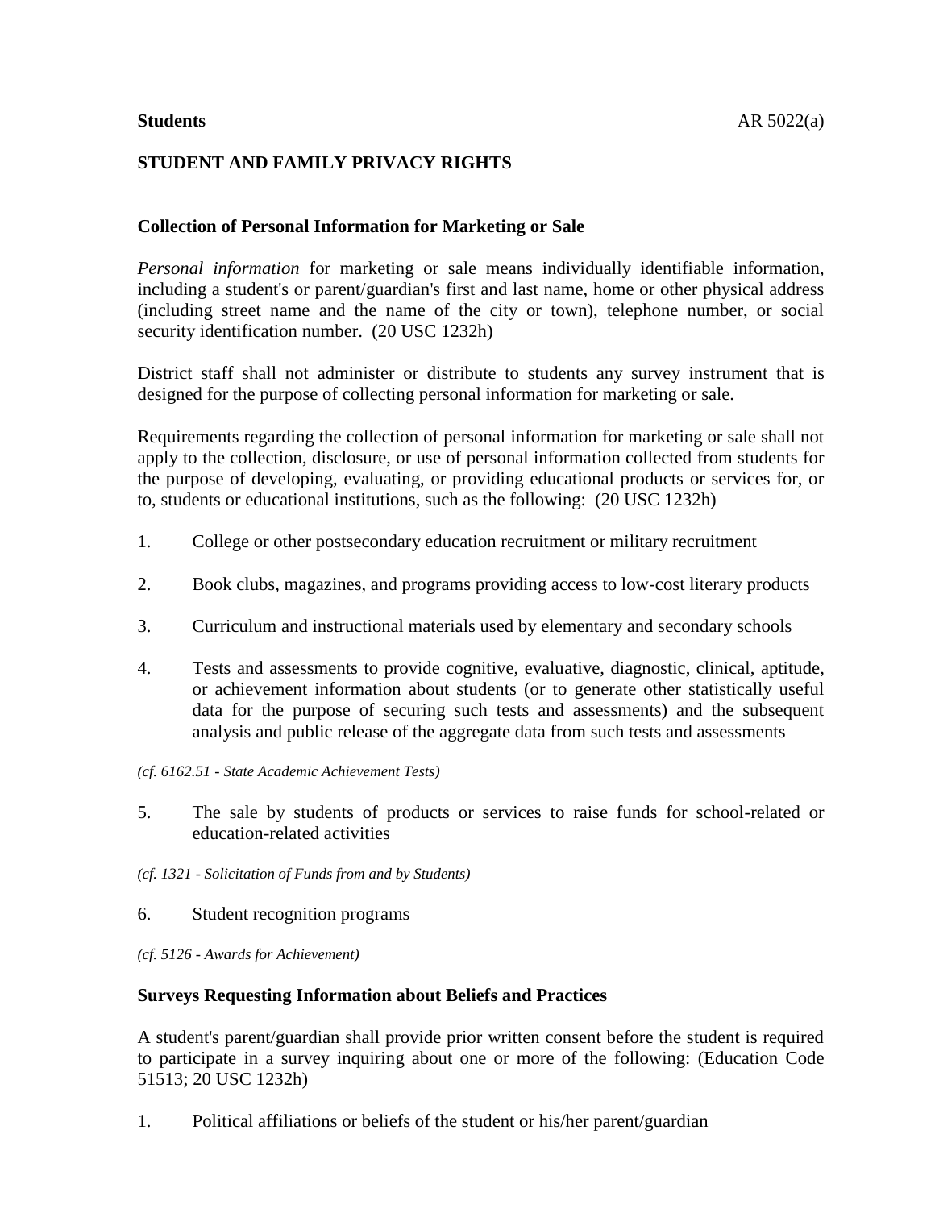**Students** AR 5022(a)

## STUDENT AND FAMILY PRIVACY RIGHTS

### Collection of Personal Information for Marketing or Sale

*Personal information* for marketing or sale means individually identifiable information, including a student's or parent/guardian's first and last name, home or other physical address (including street name and the name of the city or town), telephone number, or social security identification number. (20 USC 1232h)

District staff shall not administer or distribute to students any survey instrument that is designed for the purpose of collecting personal information for marketing or sale.

Requirements regarding the collection of personal information for marketing or sale shall not apply to the collection, disclosure, or use of personal information collected from students for the purpose of developing, evaluating, or providing educational products or services for, or to, students or educational institutions, such as the following: (20 USC 1232h)

1. College or other postsecondary education recruitment or military recruitment
2. Book clubs, magazines, and programs providing access to low-cost literary products
3. Curriculum and instructional materials used by elementary and secondary schools
4. Tests and assessments to provide cognitive, evaluative, diagnostic, clinical, aptitude, or achievement information about students (or to generate other statistically useful data for the purpose of securing such tests and assessments) and the subsequent analysis and public release of the aggregate data from such tests and assessments

*(cf. 6162.51 - State Academic Achievement Tests)*

5. The sale by students of products or services to raise funds for school-related or education-related activities

*(cf. 1321 - Solicitation of Funds from and by Students)*

6. Student recognition programs

*(cf. 5126 - Awards for Achievement)*

### Surveys Requesting Information about Beliefs and Practices

A student's parent/guardian shall provide prior written consent before the student is required to participate in a survey inquiring about one or more of the following: (Education Code 51513; 20 USC 1232h)

1. Political affiliations or beliefs of the student or his/her parent/guardian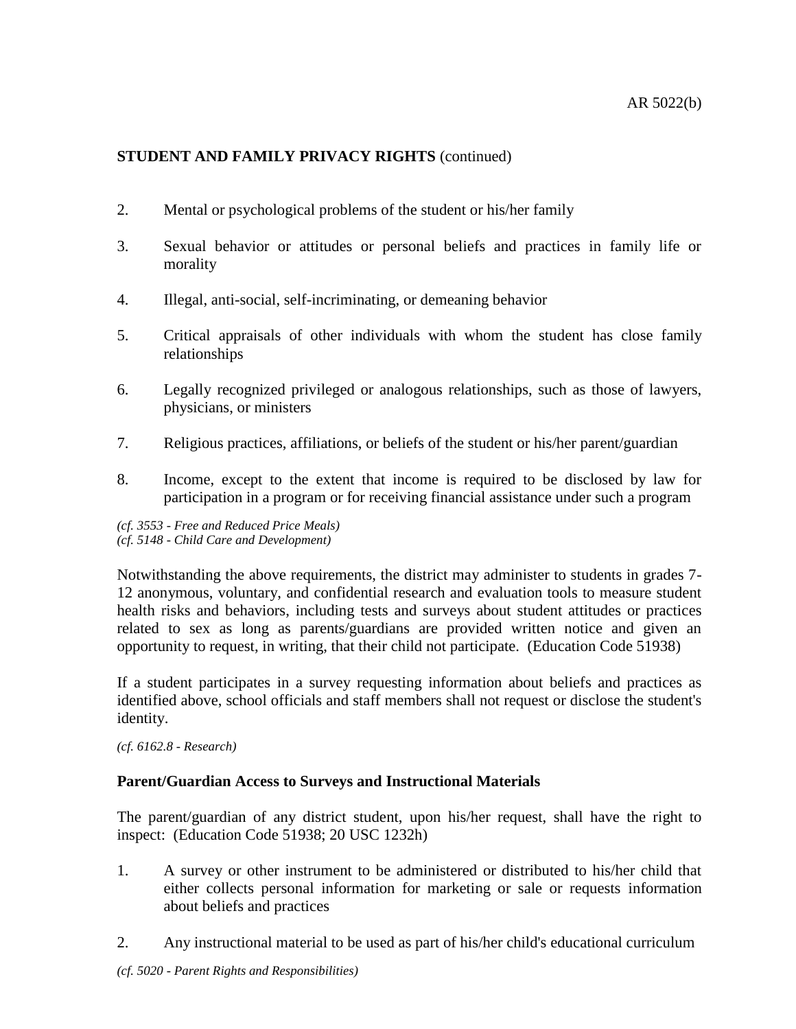**STUDENT AND FAMILY PRIVACY RIGHTS** (continued)

2. Mental or psychological problems of the student or his/her family

3. Sexual behavior or attitudes or personal beliefs and practices in family life or morality

4. Illegal, anti-social, self-incriminating, or demeaning behavior

5. Critical appraisals of other individuals with whom the student has close family relationships

6. Legally recognized privileged or analogous relationships, such as those of lawyers, physicians, or ministers

7. Religious practices, affiliations, or beliefs of the student or his/her parent/guardian

8. Income, except to the extent that income is required to be disclosed by law for participation in a program or for receiving financial assistance under such a program

*(cf. 3553 - Free and Reduced Price Meals)*
*(cf. 5148 - Child Care and Development)*

Notwithstanding the above requirements, the district may administer to students in grades 7-12 anonymous, voluntary, and confidential research and evaluation tools to measure student health risks and behaviors, including tests and surveys about student attitudes or practices related to sex as long as parents/guardians are provided written notice and given an opportunity to request, in writing, that their child not participate. (Education Code 51938)

If a student participates in a survey requesting information about beliefs and practices as identified above, school officials and staff members shall not request or disclose the student's identity.

*(cf. 6162.8 - Research)*

**Parent/Guardian Access to Surveys and Instructional Materials**

The parent/guardian of any district student, upon his/her request, shall have the right to inspect: (Education Code 51938; 20 USC 1232h)

1. A survey or other instrument to be administered or distributed to his/her child that either collects personal information for marketing or sale or requests information about beliefs and practices

2. Any instructional material to be used as part of his/her child's educational curriculum

*(cf. 5020 - Parent Rights and Responsibilities)*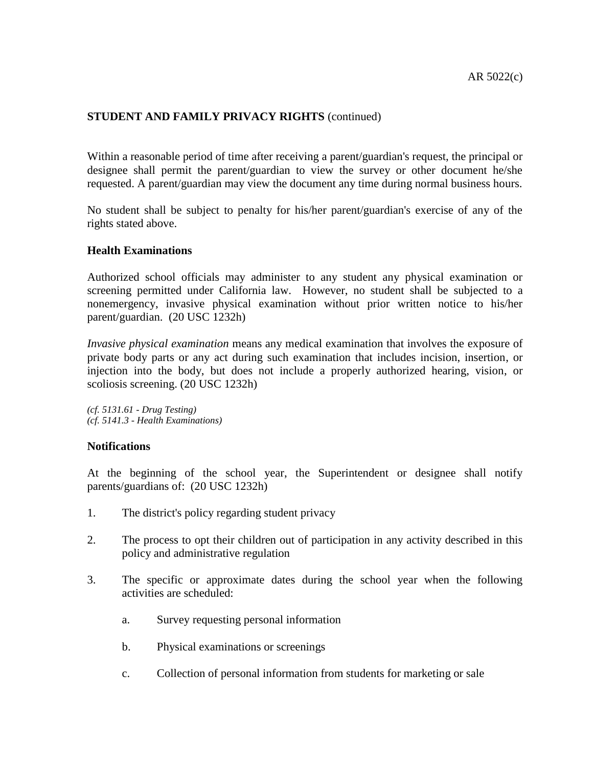**STUDENT AND FAMILY PRIVACY RIGHTS** (continued)

Within a reasonable period of time after receiving a parent/guardian's request, the principal or designee shall permit the parent/guardian to view the survey or other document he/she requested. A parent/guardian may view the document any time during normal business hours.

No student shall be subject to penalty for his/her parent/guardian's exercise of any of the rights stated above.

**Health Examinations**

Authorized school officials may administer to any student any physical examination or screening permitted under California law. However, no student shall be subjected to a nonemergency, invasive physical examination without prior written notice to his/her parent/guardian. (20 USC 1232h)

*Invasive physical examination* means any medical examination that involves the exposure of private body parts or any act during such examination that includes incision, insertion, or injection into the body, but does not include a properly authorized hearing, vision, or scoliosis screening. (20 USC 1232h)

*(cf. 5131.61 - Drug Testing)*
*(cf. 5141.3 - Health Examinations)*

**Notifications**

At the beginning of the school year, the Superintendent or designee shall notify parents/guardians of: (20 USC 1232h)

1. The district's policy regarding student privacy

2. The process to opt their children out of participation in any activity described in this policy and administrative regulation

3. The specific or approximate dates during the school year when the following activities are scheduled:

   a. Survey requesting personal information

   b. Physical examinations or screenings

   c. Collection of personal information from students for marketing or sale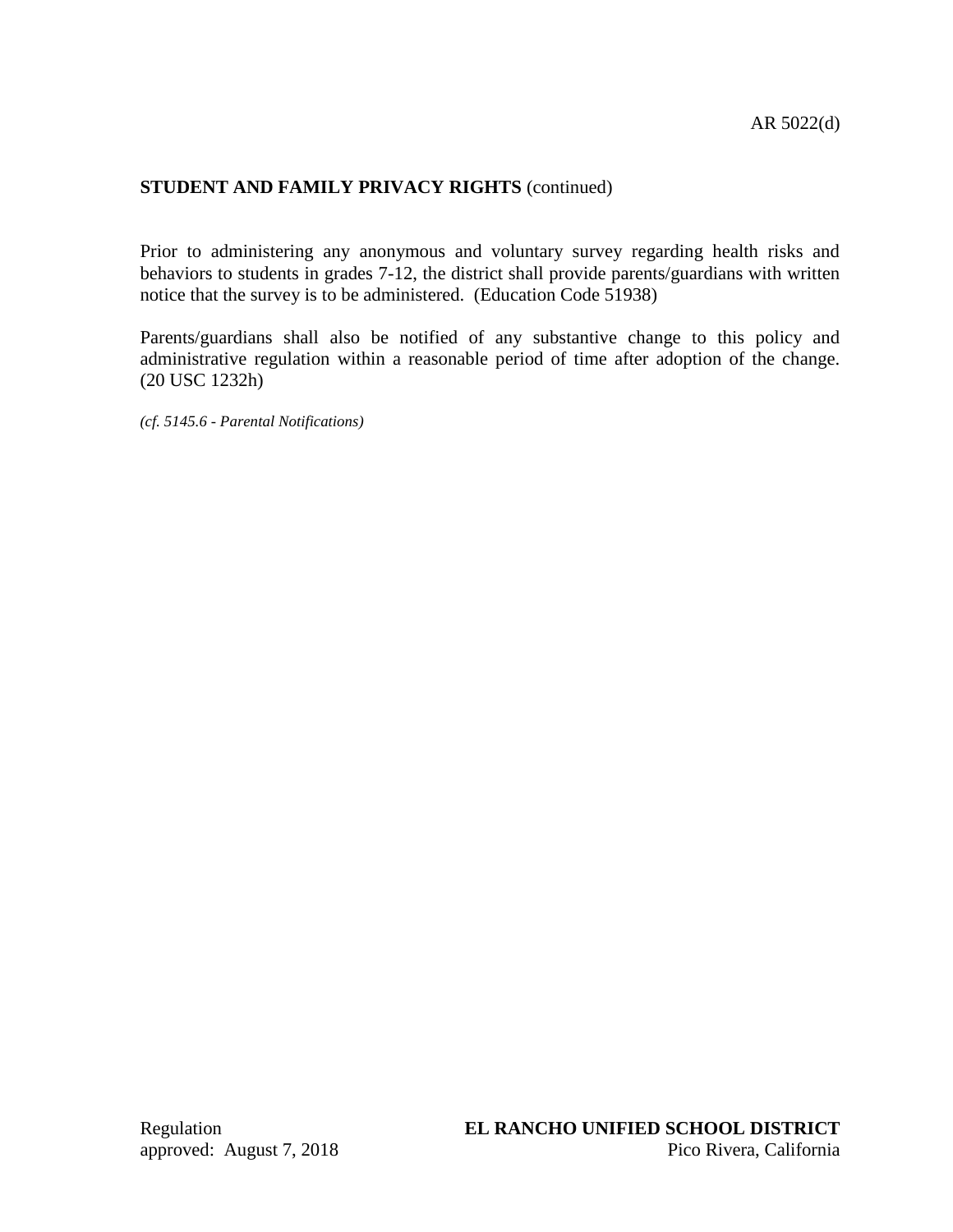Prior to administering any anonymous and voluntary survey regarding health risks and behaviors to students in grades 7-12, the district shall provide parents/guardians with written notice that the survey is to be administered. (Education Code 51938)

Parents/guardians shall also be notified of any substantive change to this policy and administrative regulation within a reasonable period of time after adoption of the change. (20 USC 1232h)

*(cf. 5145.6 - Parental Notifications)*

Regulation
approved: August 7, 2018

**EL RANCHO UNIFIED SCHOOL DISTRICT**
Pico Rivera, California